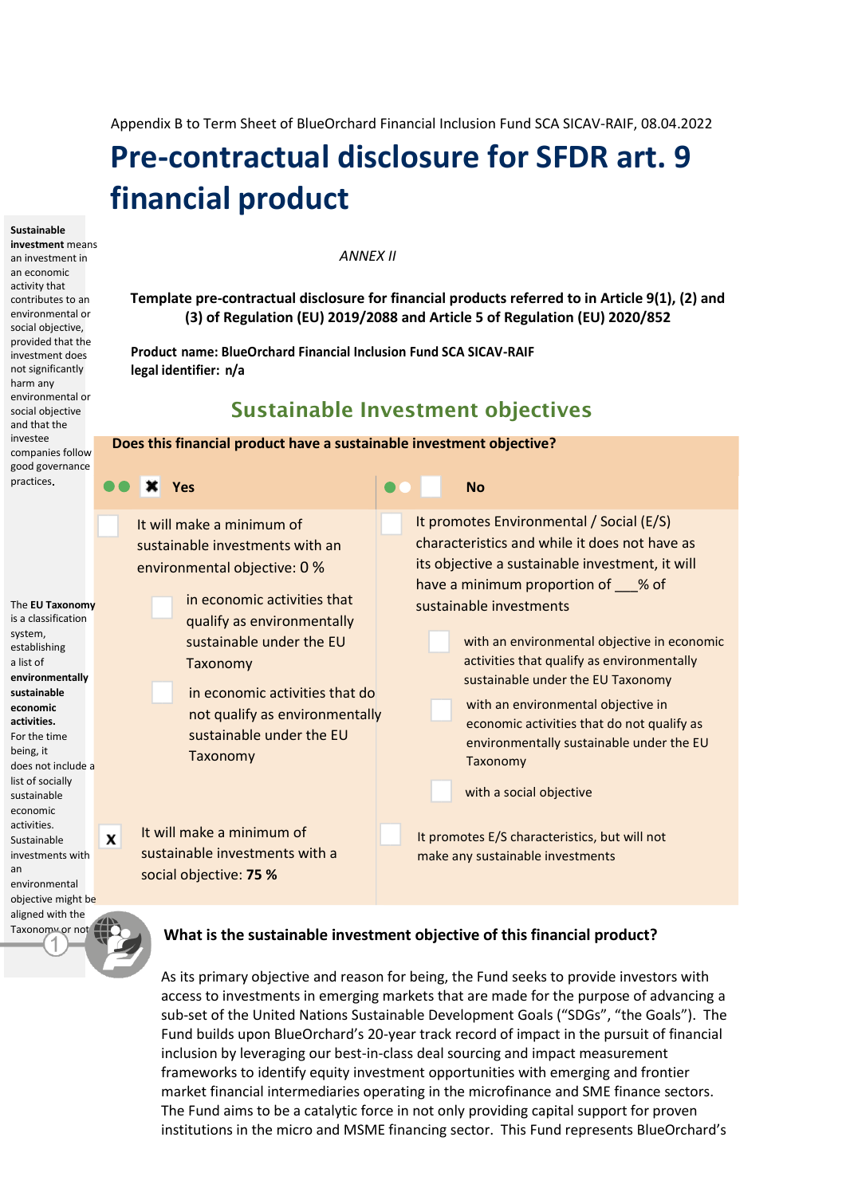Appendix B to Term Sheet of BlueOrchard Financial Inclusion Fund SCA SICAV-RAIF, 08.04.2022

# Pre-contractual disclosure for SFDR art. 9 financial product

**Sustainable investment** means an investment in an economic activity that contributes to an environmental or social objective, provided that the investment does not significantly harm any environmental or social objective and that the investee companies follow good governance practices.

*ANNEX II*

**Template pre-contractual disclosure for financial products referred to in Article 9(1), (2) and (3) of Regulation (EU) 2019/2088 and Article 5 of Regulation (EU) 2020/852**

**Product name: BlueOrchard Financial Inclusion Fund SCA SICAV-RAIF**
**legal identifier: n/a**

## Sustainable Investment objectives

**Does this financial product have a sustainable investment objective?**

| ☒ **Yes** | ☐ **No** |
|---|---|
| ☐ It will make a minimum of sustainable investments with an environmental objective: 0 % | ☐ It promotes Environmental / Social (E/S) characteristics and while it does not have as its objective a sustainable investment, it will have a minimum proportion of ___% of sustainable investments |
| ☐ in economic activities that qualify as environmentally sustainable under the EU Taxonomy | ☐ with an environmental objective in economic activities that qualify as environmentally sustainable under the EU Taxonomy |
| ☐ in economic activities that do not qualify as environmentally sustainable under the EU Taxonomy | ☐ with an environmental objective in economic activities that do not qualify as environmentally sustainable under the EU Taxonomy |
| | ☐ with a social objective |
| ☒ It will make a minimum of sustainable investments with a social objective: **75 %** | ☐ It promotes E/S characteristics, but will not make any sustainable investments |

The **EU Taxonomy** is a classification system, establishing a list of **environmentally sustainable economic activities.** For the time being, it does not include a list of socially sustainable economic activities. Sustainable investments with an environmental objective might be aligned with the Taxonomy or not.

### What is the sustainable investment objective of this financial product?

As its primary objective and reason for being, the Fund seeks to provide investors with access to investments in emerging markets that are made for the purpose of advancing a sub-set of the United Nations Sustainable Development Goals ("SDGs", "the Goals"). The Fund builds upon BlueOrchard's 20-year track record of impact in the pursuit of financial inclusion by leveraging our best-in-class deal sourcing and impact measurement frameworks to identify equity investment opportunities with emerging and frontier market financial intermediaries operating in the microfinance and SME finance sectors. The Fund aims to be a catalytic force in not only providing capital support for proven institutions in the micro and MSME financing sector. This Fund represents BlueOrchard's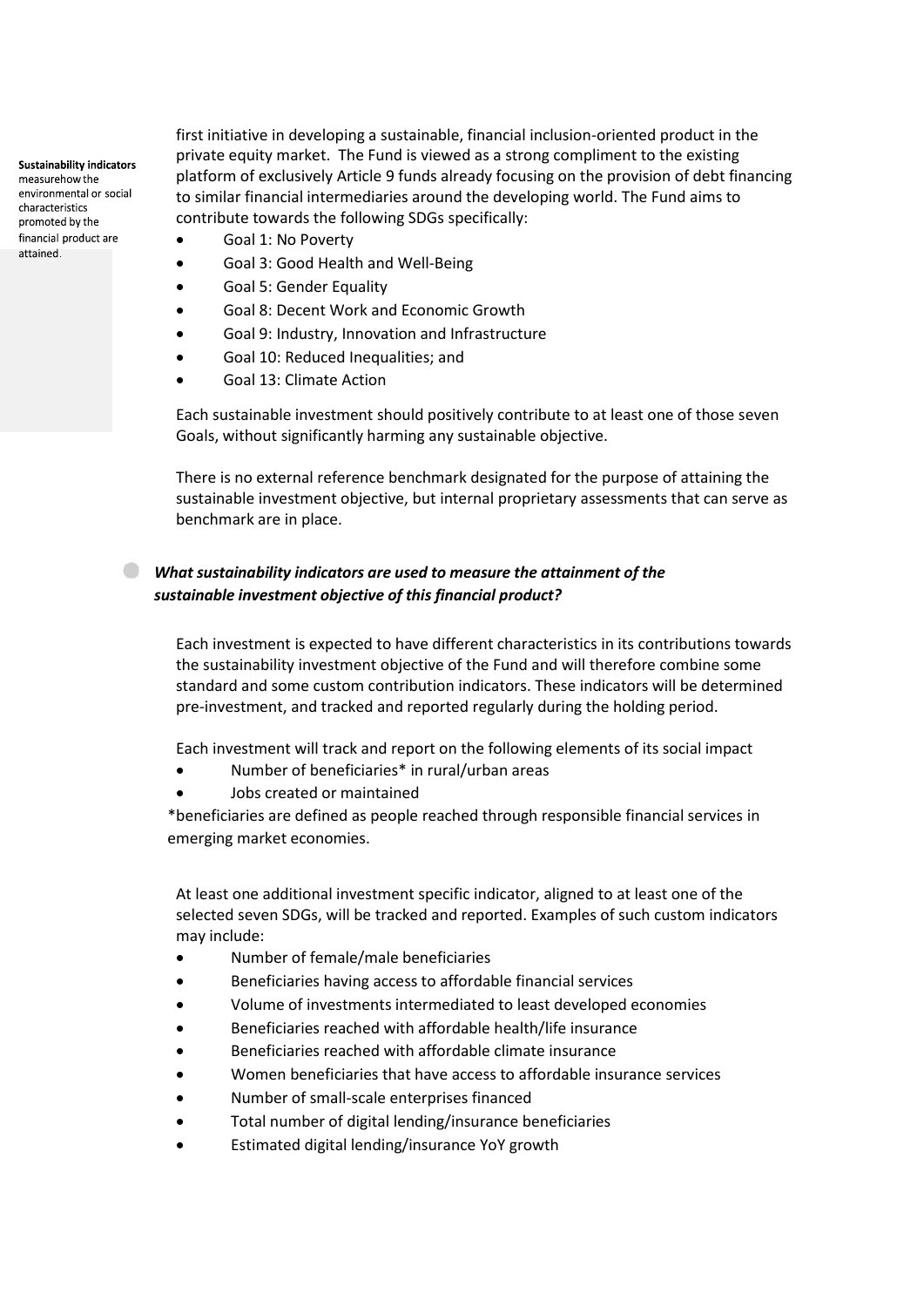**Sustainability indicators** measurehow the environmental or social characteristics promoted by the financial product are attained.

first initiative in developing a sustainable, financial inclusion-oriented product in the private equity market. The Fund is viewed as a strong compliment to the existing platform of exclusively Article 9 funds already focusing on the provision of debt financing to similar financial intermediaries around the developing world. The Fund aims to contribute towards the following SDGs specifically:

- Goal 1: No Poverty
- Goal 3: Good Health and Well-Being
- Goal 5: Gender Equality
- Goal 8: Decent Work and Economic Growth
- Goal 9: Industry, Innovation and Infrastructure
- Goal 10: Reduced Inequalities; and
- Goal 13: Climate Action

Each sustainable investment should positively contribute to at least one of those seven Goals, without significantly harming any sustainable objective.

There is no external reference benchmark designated for the purpose of attaining the sustainable investment objective, but internal proprietary assessments that can serve as benchmark are in place.

***What sustainability indicators are used to measure the attainment of the sustainable investment objective of this financial product?***

Each investment is expected to have different characteristics in its contributions towards the sustainability investment objective of the Fund and will therefore combine some standard and some custom contribution indicators. These indicators will be determined pre-investment, and tracked and reported regularly during the holding period.

Each investment will track and report on the following elements of its social impact

- Number of beneficiaries* in rural/urban areas
- Jobs created or maintained

*beneficiaries are defined as people reached through responsible financial services in emerging market economies.

At least one additional investment specific indicator, aligned to at least one of the selected seven SDGs, will be tracked and reported. Examples of such custom indicators may include:

- Number of female/male beneficiaries
- Beneficiaries having access to affordable financial services
- Volume of investments intermediated to least developed economies
- Beneficiaries reached with affordable health/life insurance
- Beneficiaries reached with affordable climate insurance
- Women beneficiaries that have access to affordable insurance services
- Number of small-scale enterprises financed
- Total number of digital lending/insurance beneficiaries
- Estimated digital lending/insurance YoY growth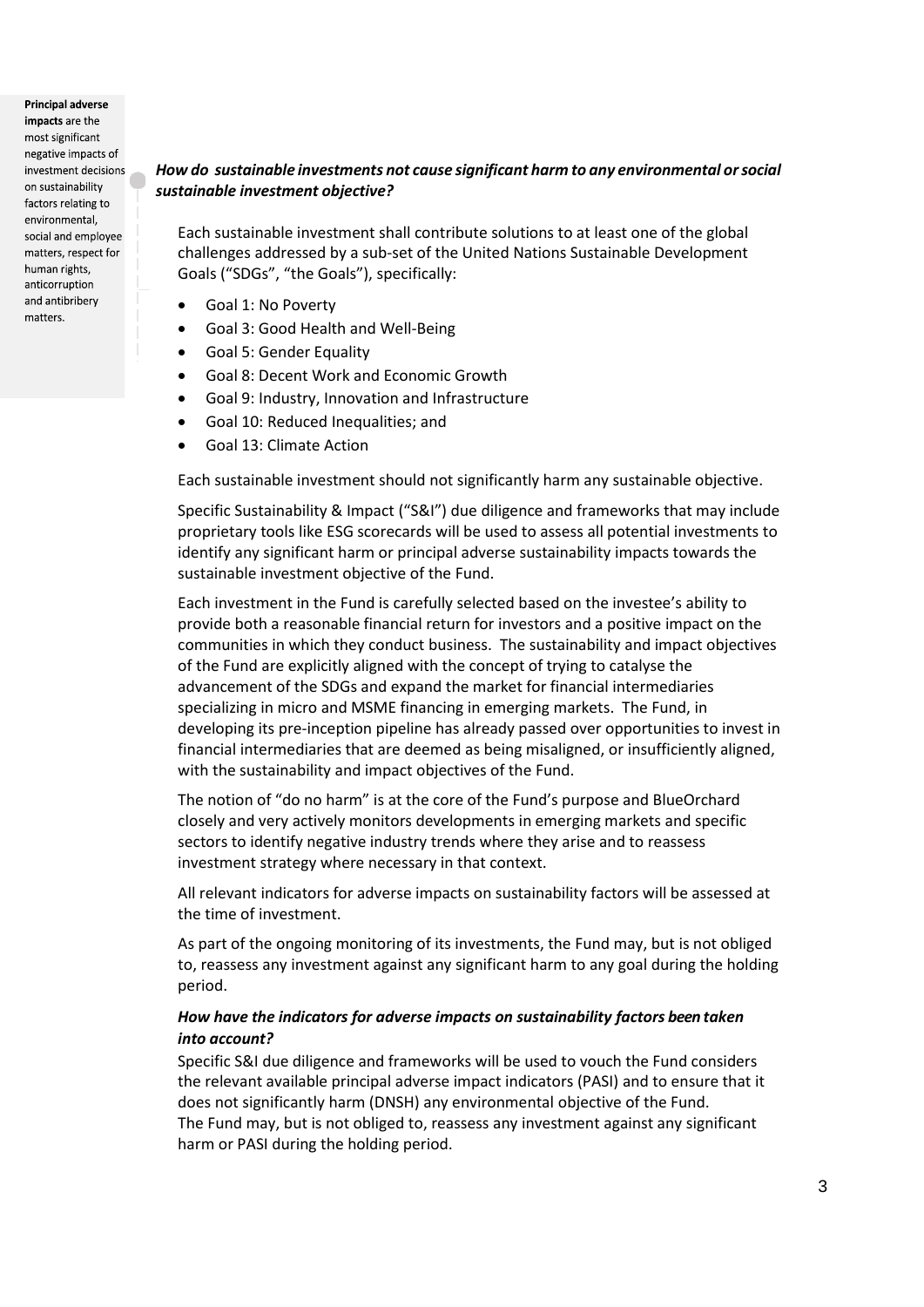**Principal adverse impacts** are the most significant negative impacts of investment decisions on sustainability factors relating to environmental, social and employee matters, respect for human rights, anticorruption and antibribery matters.

***How do sustainable investments not cause significant harm to any environmental or social sustainable investment objective?***

Each sustainable investment shall contribute solutions to at least one of the global challenges addressed by a sub-set of the United Nations Sustainable Development Goals ("SDGs", "the Goals"), specifically:

- Goal 1: No Poverty
- Goal 3: Good Health and Well-Being
- Goal 5: Gender Equality
- Goal 8: Decent Work and Economic Growth
- Goal 9: Industry, Innovation and Infrastructure
- Goal 10: Reduced Inequalities; and
- Goal 13: Climate Action

Each sustainable investment should not significantly harm any sustainable objective.

Specific Sustainability & Impact ("S&I") due diligence and frameworks that may include proprietary tools like ESG scorecards will be used to assess all potential investments to identify any significant harm or principal adverse sustainability impacts towards the sustainable investment objective of the Fund.

Each investment in the Fund is carefully selected based on the investee's ability to provide both a reasonable financial return for investors and a positive impact on the communities in which they conduct business. The sustainability and impact objectives of the Fund are explicitly aligned with the concept of trying to catalyse the advancement of the SDGs and expand the market for financial intermediaries specializing in micro and MSME financing in emerging markets. The Fund, in developing its pre-inception pipeline has already passed over opportunities to invest in financial intermediaries that are deemed as being misaligned, or insufficiently aligned, with the sustainability and impact objectives of the Fund.

The notion of "do no harm" is at the core of the Fund's purpose and BlueOrchard closely and very actively monitors developments in emerging markets and specific sectors to identify negative industry trends where they arise and to reassess investment strategy where necessary in that context.

All relevant indicators for adverse impacts on sustainability factors will be assessed at the time of investment.

As part of the ongoing monitoring of its investments, the Fund may, but is not obliged to, reassess any investment against any significant harm to any goal during the holding period.

***How have the indicators for adverse impacts on sustainability factors been taken into account?***

Specific S&I due diligence and frameworks will be used to vouch the Fund considers the relevant available principal adverse impact indicators (PASI) and to ensure that it does not significantly harm (DNSH) any environmental objective of the Fund. The Fund may, but is not obliged to, reassess any investment against any significant harm or PASI during the holding period.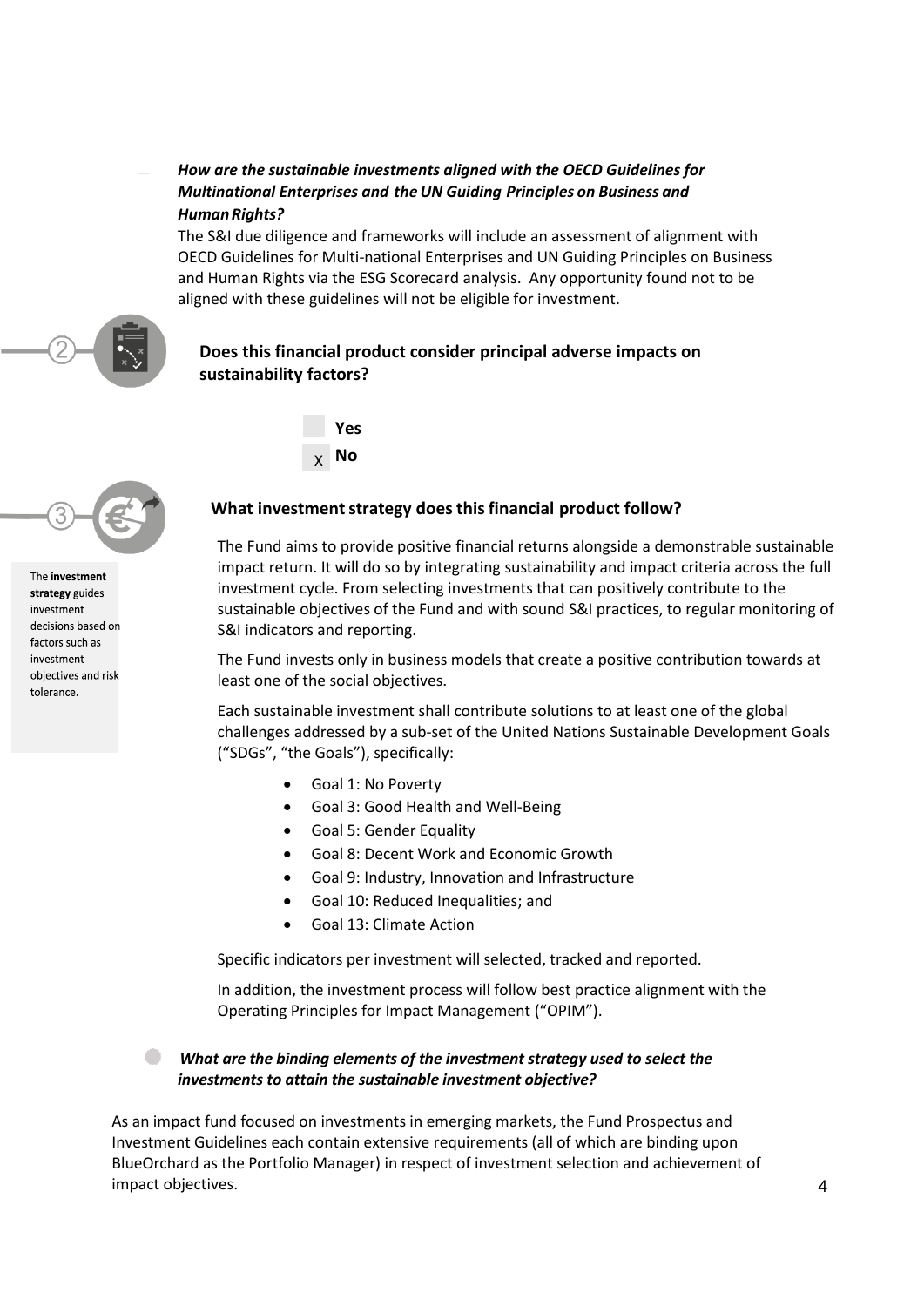***How are the sustainable investments aligned with the OECD Guidelines for Multinational Enterprises and the UN Guiding Principles on Business and Human Rights?***

The S&I due diligence and frameworks will include an assessment of alignment with OECD Guidelines for Multi-national Enterprises and UN Guiding Principles on Business and Human Rights via the ESG Scorecard analysis. Any opportunity found not to be aligned with these guidelines will not be eligible for investment.

## Does this financial product consider principal adverse impacts on sustainability factors?

☐ **Yes**

☒ **No**

## What investment strategy does this financial product follow?

The **investment strategy** guides investment decisions based on factors such as investment objectives and risk tolerance.

The Fund aims to provide positive financial returns alongside a demonstrable sustainable impact return. It will do so by integrating sustainability and impact criteria across the full investment cycle. From selecting investments that can positively contribute to the sustainable objectives of the Fund and with sound S&I practices, to regular monitoring of S&I indicators and reporting.

The Fund invests only in business models that create a positive contribution towards at least one of the social objectives.

Each sustainable investment shall contribute solutions to at least one of the global challenges addressed by a sub-set of the United Nations Sustainable Development Goals ("SDGs", "the Goals"), specifically:

- Goal 1: No Poverty
- Goal 3: Good Health and Well-Being
- Goal 5: Gender Equality
- Goal 8: Decent Work and Economic Growth
- Goal 9: Industry, Innovation and Infrastructure
- Goal 10: Reduced Inequalities; and
- Goal 13: Climate Action

Specific indicators per investment will selected, tracked and reported.

In addition, the investment process will follow best practice alignment with the Operating Principles for Impact Management ("OPIM").

***What are the binding elements of the investment strategy used to select the investments to attain the sustainable investment objective?***

As an impact fund focused on investments in emerging markets, the Fund Prospectus and Investment Guidelines each contain extensive requirements (all of which are binding upon BlueOrchard as the Portfolio Manager) in respect of investment selection and achievement of impact objectives.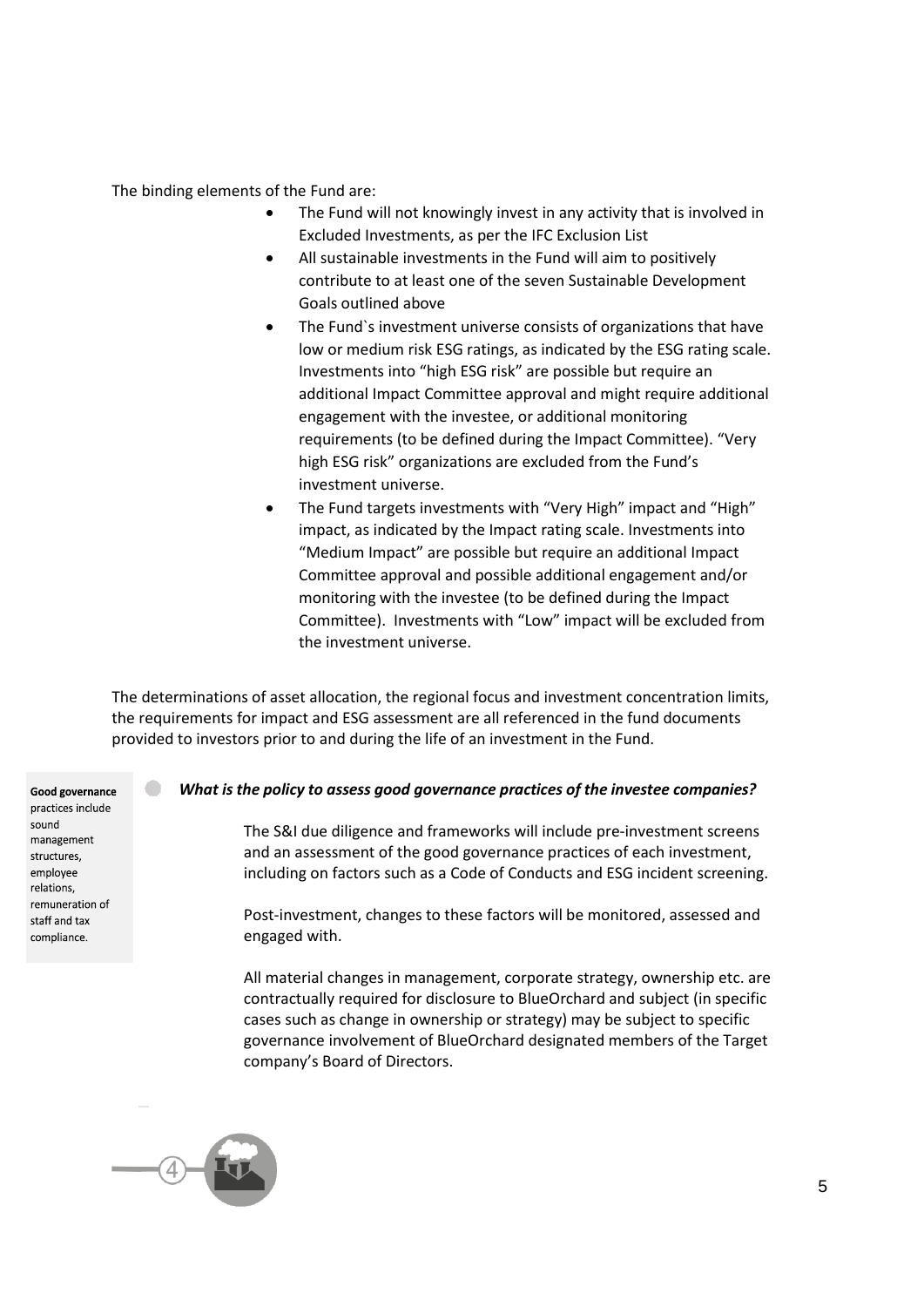The binding elements of the Fund are:

- The Fund will not knowingly invest in any activity that is involved in Excluded Investments, as per the IFC Exclusion List
- All sustainable investments in the Fund will aim to positively contribute to at least one of the seven Sustainable Development Goals outlined above
- The Fund`s investment universe consists of organizations that have low or medium risk ESG ratings, as indicated by the ESG rating scale. Investments into "high ESG risk" are possible but require an additional Impact Committee approval and might require additional engagement with the investee, or additional monitoring requirements (to be defined during the Impact Committee). "Very high ESG risk" organizations are excluded from the Fund's investment universe.
- The Fund targets investments with "Very High" impact and "High" impact, as indicated by the Impact rating scale. Investments into "Medium Impact" are possible but require an additional Impact Committee approval and possible additional engagement and/or monitoring with the investee (to be defined during the Impact Committee). Investments with "Low" impact will be excluded from the investment universe.

The determinations of asset allocation, the regional focus and investment concentration limits, the requirements for impact and ESG assessment are all referenced in the fund documents provided to investors prior to and during the life of an investment in the Fund.

**Good governance** practices include sound management structures, employee relations, remuneration of staff and tax compliance.

***What is the policy to assess good governance practices of the investee companies?***

The S&I due diligence and frameworks will include pre-investment screens and an assessment of the good governance practices of each investment, including on factors such as a Code of Conducts and ESG incident screening.

Post-investment, changes to these factors will be monitored, assessed and engaged with.

All material changes in management, corporate strategy, ownership etc. are contractually required for disclosure to BlueOrchard and subject (in specific cases such as change in ownership or strategy) may be subject to specific governance involvement of BlueOrchard designated members of the Target company's Board of Directors.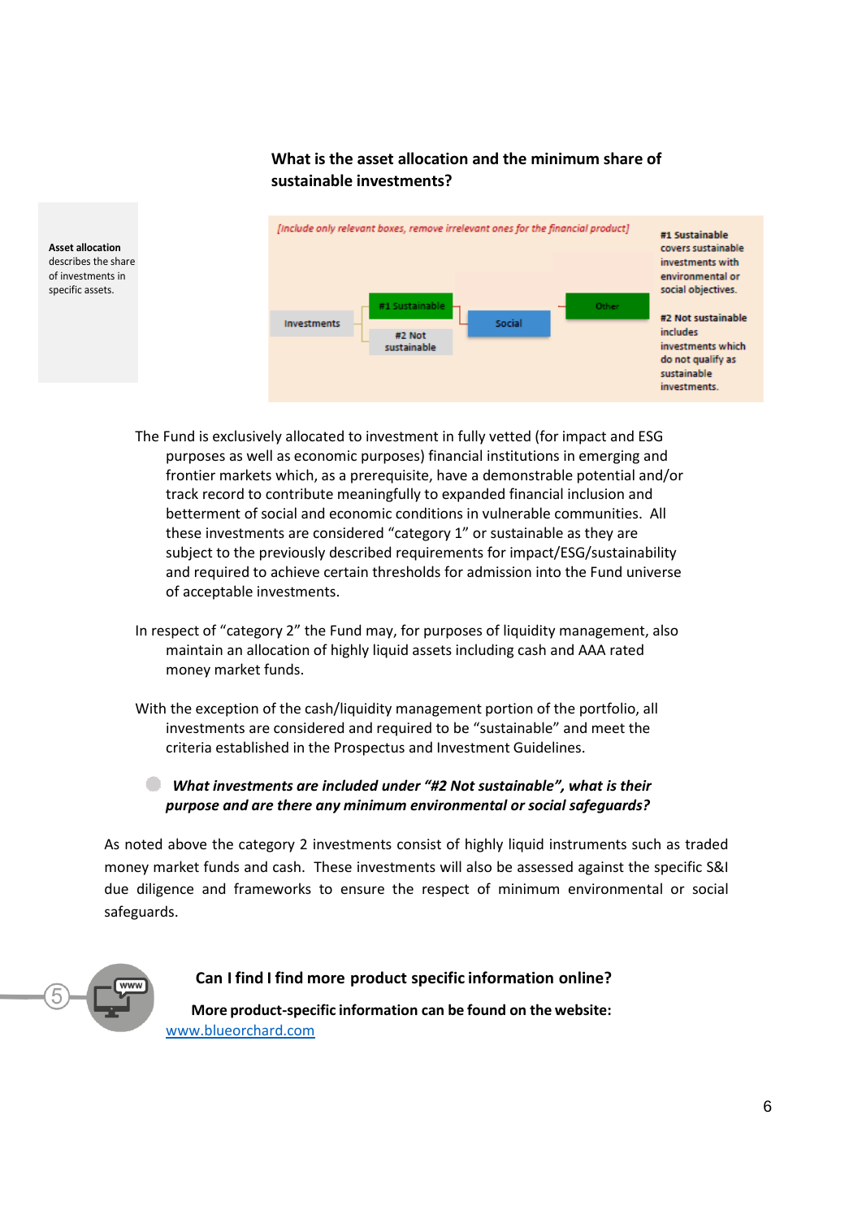### What is the asset allocation and the minimum share of sustainable investments?

**Asset allocation** describes the share of investments in specific assets.

[Include only relevant boxes, remove irrelevant ones for the financial product]

Investments

#1 Sustainable

#2 Not sustainable

Social

Other

**#1 Sustainable** covers sustainable investments with environmental or social objectives.

**#2 Not sustainable** includes investments which do not qualify as sustainable investments.

The Fund is exclusively allocated to investment in fully vetted (for impact and ESG purposes as well as economic purposes) financial institutions in emerging and frontier markets which, as a prerequisite, have a demonstrable potential and/or track record to contribute meaningfully to expanded financial inclusion and betterment of social and economic conditions in vulnerable communities. All these investments are considered "category 1" or sustainable as they are subject to the previously described requirements for impact/ESG/sustainability and required to achieve certain thresholds for admission into the Fund universe of acceptable investments.

In respect of "category 2" the Fund may, for purposes of liquidity management, also maintain an allocation of highly liquid assets including cash and AAA rated money market funds.

With the exception of the cash/liquidity management portion of the portfolio, all investments are considered and required to be "sustainable" and meet the criteria established in the Prospectus and Investment Guidelines.

***What investments are included under "#2 Not sustainable", what is their purpose and are there any minimum environmental or social safeguards?***

As noted above the category 2 investments consist of highly liquid instruments such as traded money market funds and cash. These investments will also be assessed against the specific S&I due diligence and frameworks to ensure the respect of minimum environmental or social safeguards.

### Can I find I find more product specific information online?

**More product-specific information can be found on the website:**

www.blueorchard.com